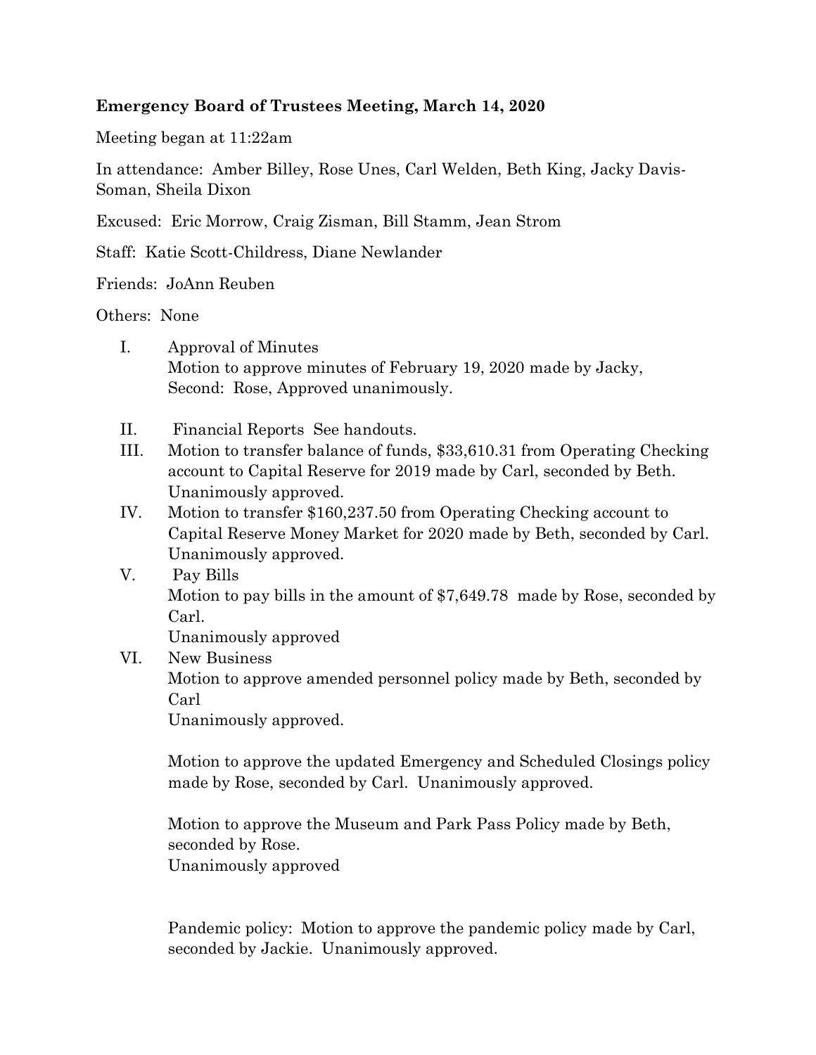**Emergency Board of Trustees Meeting, March 14, 2020**

Meeting began at 11:22am

In attendance: Amber Billey, Rose Unes, Carl Welden, Beth King, Jacky Davis-Soman, Sheila Dixon

Excused: Eric Morrow, Craig Zisman, Bill Stamm, Jean Strom

Staff: Katie Scott-Childress, Diane Newlander

Friends: JoAnn Reuben

Others: None

I. Approval of Minutes
   Motion to approve minutes of February 19, 2020 made by Jacky, Second: Rose, Approved unanimously.

II. Financial Reports See handouts.

III. Motion to transfer balance of funds, $33,610.31 from Operating Checking account to Capital Reserve for 2019 made by Carl, seconded by Beth. Unanimously approved.

IV. Motion to transfer $160,237.50 from Operating Checking account to Capital Reserve Money Market for 2020 made by Beth, seconded by Carl. Unanimously approved.

V. Pay Bills
   Motion to pay bills in the amount of $7,649.78 made by Rose, seconded by Carl.
   Unanimously approved

VI. New Business
   Motion to approve amended personnel policy made by Beth, seconded by Carl
   Unanimously approved.

   Motion to approve the updated Emergency and Scheduled Closings policy made by Rose, seconded by Carl. Unanimously approved.

   Motion to approve the Museum and Park Pass Policy made by Beth, seconded by Rose.
   Unanimously approved

   Pandemic policy: Motion to approve the pandemic policy made by Carl, seconded by Jackie. Unanimously approved.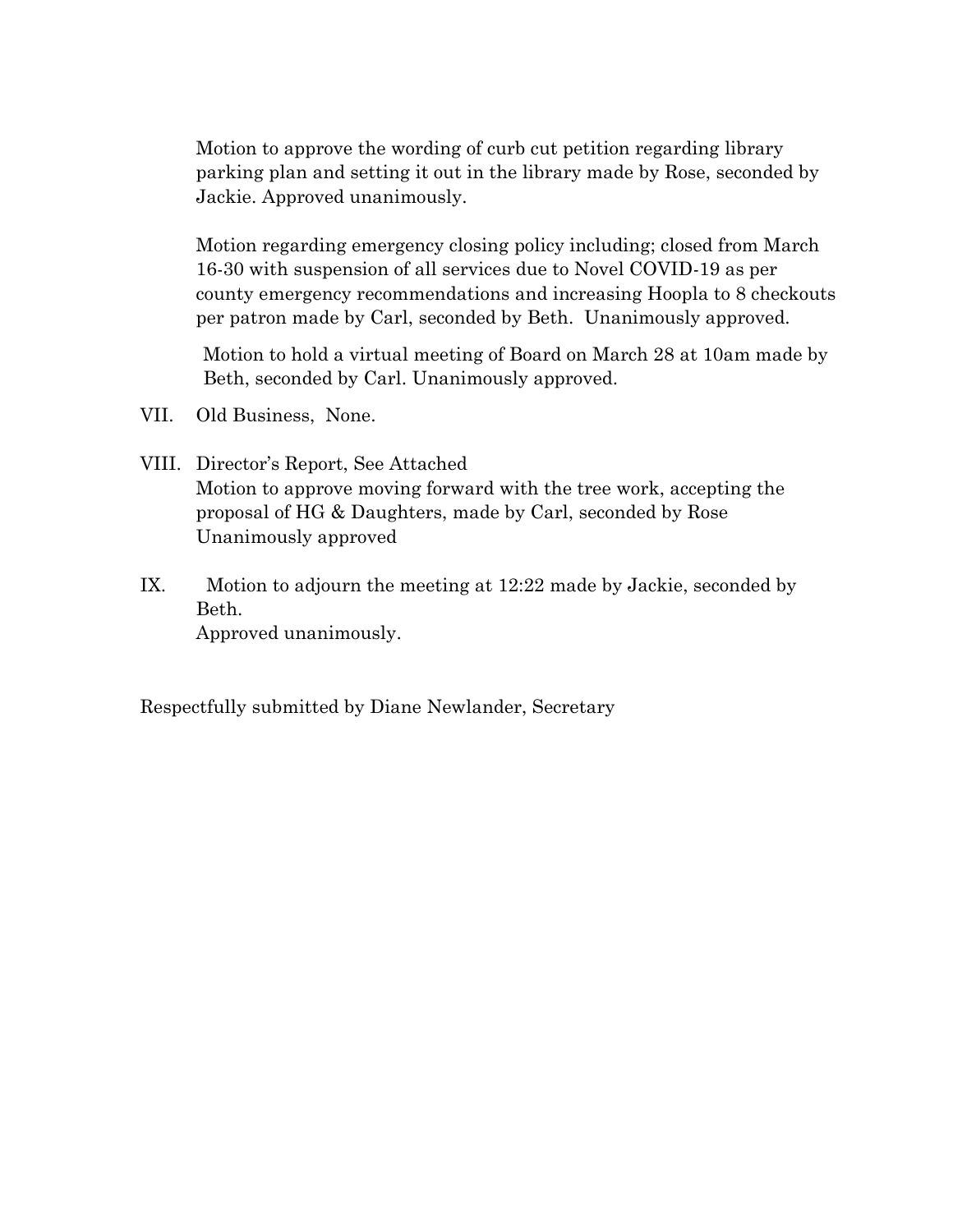Motion to approve the wording of curb cut petition regarding library parking plan and setting it out in the library made by Rose, seconded by Jackie. Approved unanimously.

Motion regarding emergency closing policy including; closed from March 16-30 with suspension of all services due to Novel COVID-19 as per county emergency recommendations and increasing Hoopla to 8 checkouts per patron made by Carl, seconded by Beth. Unanimously approved.

Motion to hold a virtual meeting of Board on March 28 at 10am made by Beth, seconded by Carl. Unanimously approved.

VII. Old Business, None.

VIII. Director's Report, See Attached
Motion to approve moving forward with the tree work, accepting the proposal of HG & Daughters, made by Carl, seconded by Rose
Unanimously approved

IX. Motion to adjourn the meeting at 12:22 made by Jackie, seconded by Beth.
Approved unanimously.

Respectfully submitted by Diane Newlander, Secretary